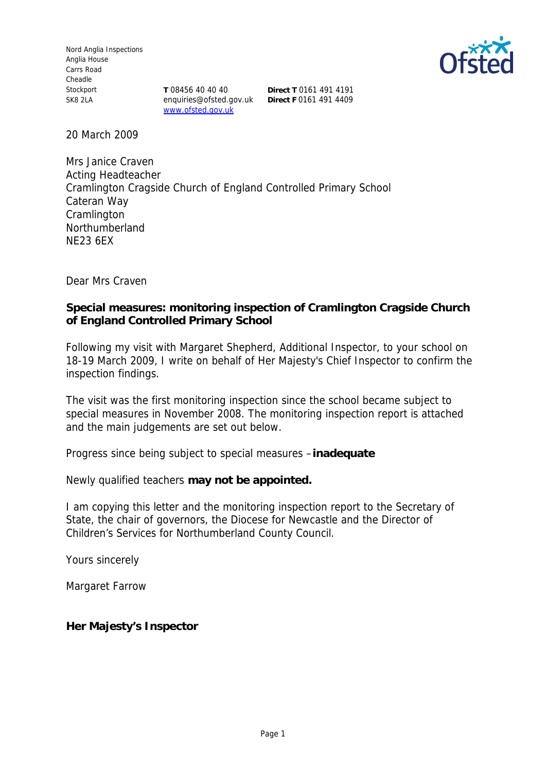Nord Anglia Inspections
Anglia House
Carrs Road
Cheadle
Stockport
SK8 2LA

**T** 08456 40 40 40
enquiries@ofsted.gov.uk
www.ofsted.gov.uk

**Direct T** 0161 491 4191
**Direct F** 0161 491 4409

20 March 2009

Mrs Janice Craven
Acting Headteacher
Cramlington Cragside Church of England Controlled Primary School
Cateran Way
Cramlington
Northumberland
NE23 6EX

Dear Mrs Craven

**Special measures: monitoring inspection of Cramlington Cragside Church of England Controlled Primary School**

Following my visit with Margaret Shepherd, Additional Inspector, to your school on 18-19 March 2009, I write on behalf of Her Majesty's Chief Inspector to confirm the inspection findings.

The visit was the first monitoring inspection since the school became subject to special measures in November 2008. The monitoring inspection report is attached and the main judgements are set out below.

Progress since being subject to special measures – **inadequate**

Newly qualified teachers **may not be appointed.**

I am copying this letter and the monitoring inspection report to the Secretary of State, the chair of governors, the Diocese for Newcastle and the Director of Children's Services for Northumberland County Council.

Yours sincerely

Margaret Farrow

**Her Majesty's Inspector**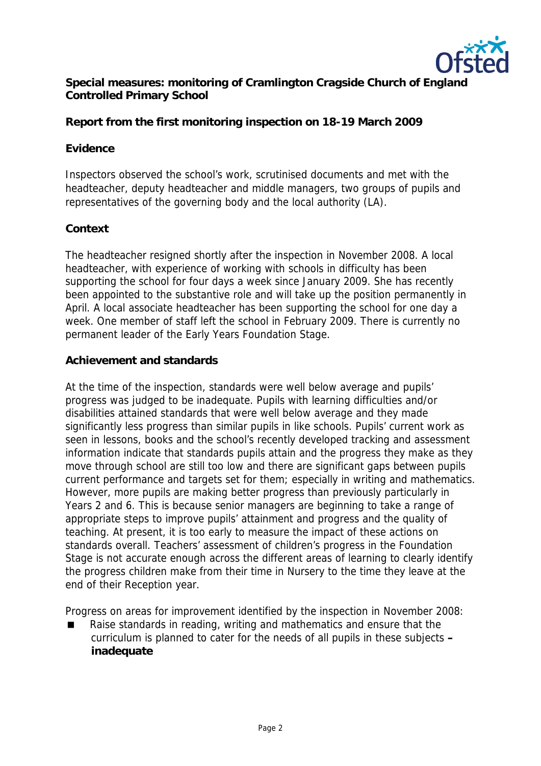**Special measures: monitoring of Cramlington Cragside Church of England Controlled Primary School**

**Report from the first monitoring inspection on 18-19 March 2009**

**Evidence**

Inspectors observed the school's work, scrutinised documents and met with the headteacher, deputy headteacher and middle managers, two groups of pupils and representatives of the governing body and the local authority (LA).

**Context**

The headteacher resigned shortly after the inspection in November 2008. A local headteacher, with experience of working with schools in difficulty has been supporting the school for four days a week since January 2009. She has recently been appointed to the substantive role and will take up the position permanently in April. A local associate headteacher has been supporting the school for one day a week. One member of staff left the school in February 2009. There is currently no permanent leader of the Early Years Foundation Stage.

**Achievement and standards**

At the time of the inspection, standards were well below average and pupils' progress was judged to be inadequate. Pupils with learning difficulties and/or disabilities attained standards that were well below average and they made significantly less progress than similar pupils in like schools. Pupils' current work as seen in lessons, books and the school's recently developed tracking and assessment information indicate that standards pupils attain and the progress they make as they move through school are still too low and there are significant gaps between pupils current performance and targets set for them; especially in writing and mathematics. However, more pupils are making better progress than previously particularly in Years 2 and 6. This is because senior managers are beginning to take a range of appropriate steps to improve pupils' attainment and progress and the quality of teaching. At present, it is too early to measure the impact of these actions on standards overall. Teachers' assessment of children's progress in the Foundation Stage is not accurate enough across the different areas of learning to clearly identify the progress children make from their time in Nursery to the time they leave at the end of their Reception year.

Progress on areas for improvement identified by the inspection in November 2008:

- Raise standards in reading, writing and mathematics and ensure that the curriculum is planned to cater for the needs of all pupils in these subjects **– inadequate**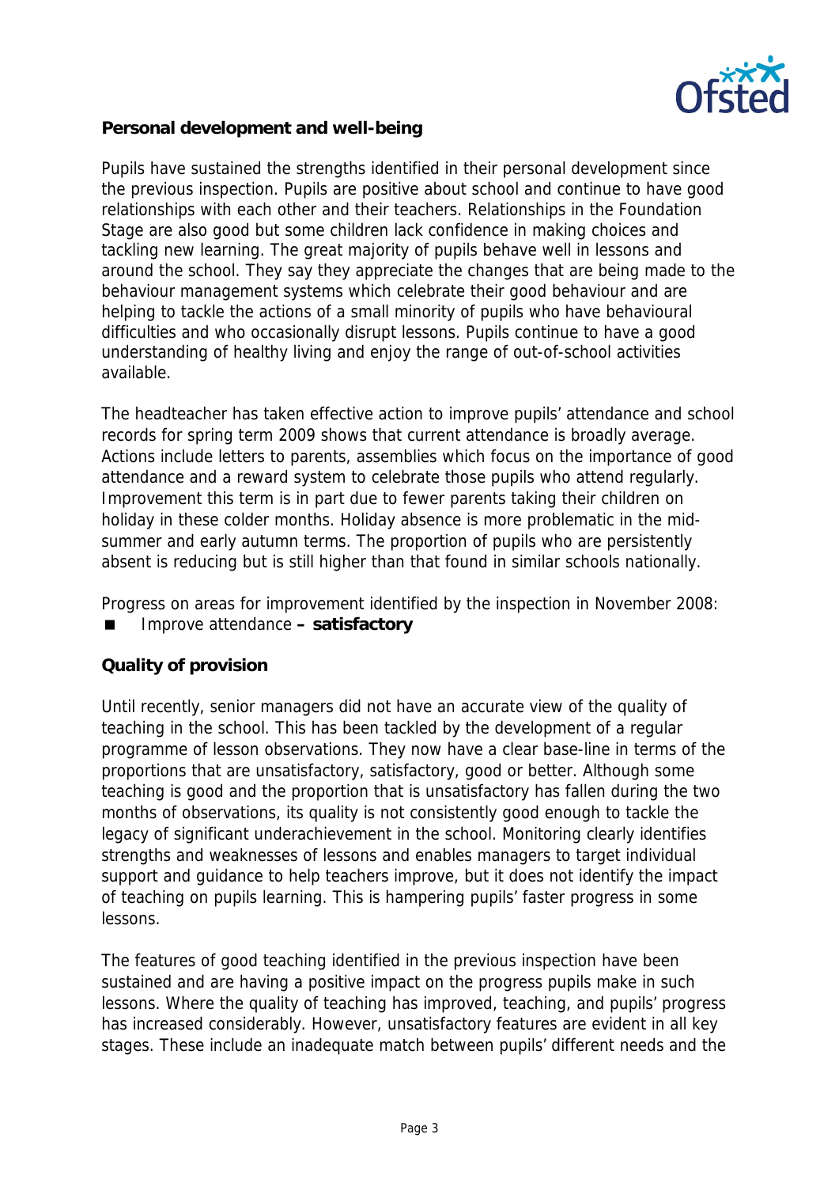**Personal development and well-being**

Pupils have sustained the strengths identified in their personal development since the previous inspection. Pupils are positive about school and continue to have good relationships with each other and their teachers. Relationships in the Foundation Stage are also good but some children lack confidence in making choices and tackling new learning. The great majority of pupils behave well in lessons and around the school. They say they appreciate the changes that are being made to the behaviour management systems which celebrate their good behaviour and are helping to tackle the actions of a small minority of pupils who have behavioural difficulties and who occasionally disrupt lessons. Pupils continue to have a good understanding of healthy living and enjoy the range of out-of-school activities available.

The headteacher has taken effective action to improve pupils' attendance and school records for spring term 2009 shows that current attendance is broadly average. Actions include letters to parents, assemblies which focus on the importance of good attendance and a reward system to celebrate those pupils who attend regularly. Improvement this term is in part due to fewer parents taking their children on holiday in these colder months. Holiday absence is more problematic in the mid-summer and early autumn terms. The proportion of pupils who are persistently absent is reducing but is still higher than that found in similar schools nationally.

Progress on areas for improvement identified by the inspection in November 2008:

- Improve attendance **– satisfactory**

**Quality of provision**

Until recently, senior managers did not have an accurate view of the quality of teaching in the school. This has been tackled by the development of a regular programme of lesson observations. They now have a clear base-line in terms of the proportions that are unsatisfactory, satisfactory, good or better. Although some teaching is good and the proportion that is unsatisfactory has fallen during the two months of observations, its quality is not consistently good enough to tackle the legacy of significant underachievement in the school. Monitoring clearly identifies strengths and weaknesses of lessons and enables managers to target individual support and guidance to help teachers improve, but it does not identify the impact of teaching on pupils learning. This is hampering pupils' faster progress in some lessons.

The features of good teaching identified in the previous inspection have been sustained and are having a positive impact on the progress pupils make in such lessons. Where the quality of teaching has improved, teaching, and pupils' progress has increased considerably. However, unsatisfactory features are evident in all key stages. These include an inadequate match between pupils' different needs and the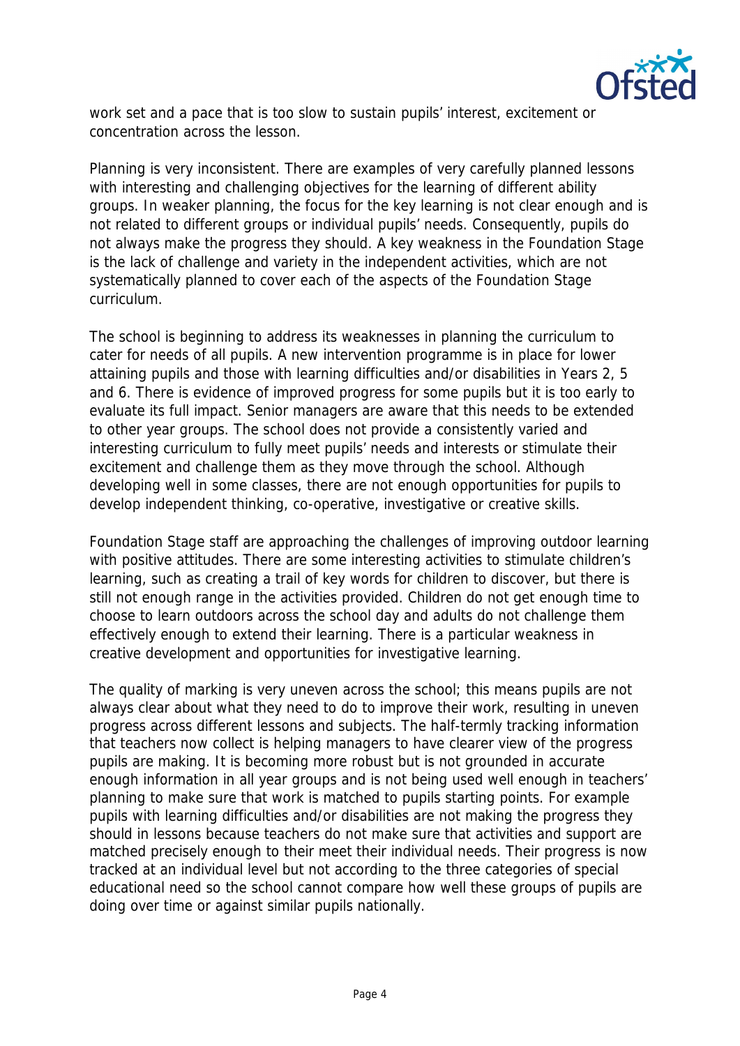work set and a pace that is too slow to sustain pupils' interest, excitement or concentration across the lesson.

Planning is very inconsistent. There are examples of very carefully planned lessons with interesting and challenging objectives for the learning of different ability groups. In weaker planning, the focus for the key learning is not clear enough and is not related to different groups or individual pupils' needs. Consequently, pupils do not always make the progress they should. A key weakness in the Foundation Stage is the lack of challenge and variety in the independent activities, which are not systematically planned to cover each of the aspects of the Foundation Stage curriculum.

The school is beginning to address its weaknesses in planning the curriculum to cater for needs of all pupils. A new intervention programme is in place for lower attaining pupils and those with learning difficulties and/or disabilities in Years 2, 5 and 6. There is evidence of improved progress for some pupils but it is too early to evaluate its full impact. Senior managers are aware that this needs to be extended to other year groups. The school does not provide a consistently varied and interesting curriculum to fully meet pupils' needs and interests or stimulate their excitement and challenge them as they move through the school. Although developing well in some classes, there are not enough opportunities for pupils to develop independent thinking, co-operative, investigative or creative skills.

Foundation Stage staff are approaching the challenges of improving outdoor learning with positive attitudes. There are some interesting activities to stimulate children's learning, such as creating a trail of key words for children to discover, but there is still not enough range in the activities provided. Children do not get enough time to choose to learn outdoors across the school day and adults do not challenge them effectively enough to extend their learning. There is a particular weakness in creative development and opportunities for investigative learning.

The quality of marking is very uneven across the school; this means pupils are not always clear about what they need to do to improve their work, resulting in uneven progress across different lessons and subjects. The half-termly tracking information that teachers now collect is helping managers to have clearer view of the progress pupils are making. It is becoming more robust but is not grounded in accurate enough information in all year groups and is not being used well enough in teachers' planning to make sure that work is matched to pupils starting points. For example pupils with learning difficulties and/or disabilities are not making the progress they should in lessons because teachers do not make sure that activities and support are matched precisely enough to their meet their individual needs. Their progress is now tracked at an individual level but not according to the three categories of special educational need so the school cannot compare how well these groups of pupils are doing over time or against similar pupils nationally.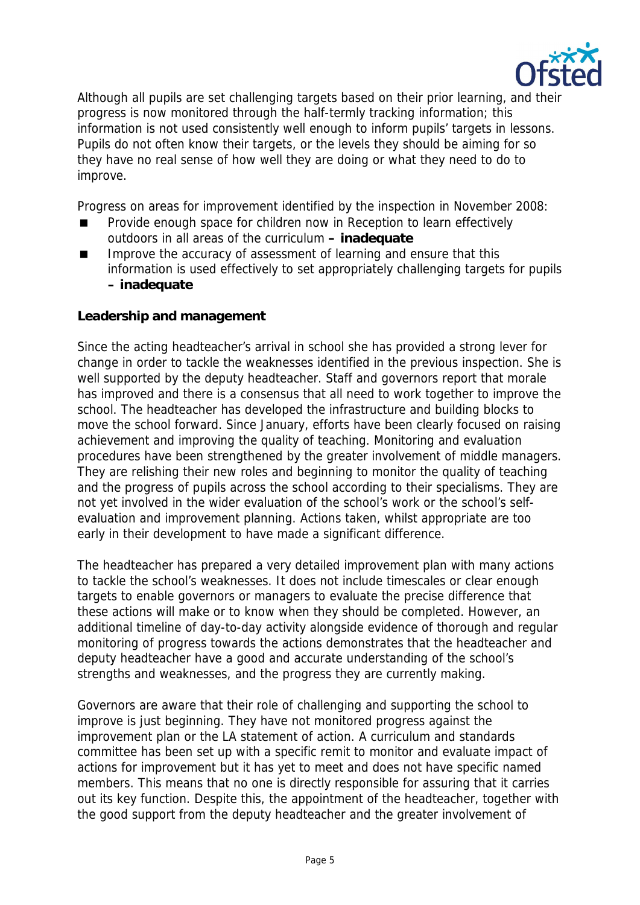Although all pupils are set challenging targets based on their prior learning, and their progress is now monitored through the half-termly tracking information; this information is not used consistently well enough to inform pupils' targets in lessons. Pupils do not often know their targets, or the levels they should be aiming for so they have no real sense of how well they are doing or what they need to do to improve.

Progress on areas for improvement identified by the inspection in November 2008:

- Provide enough space for children now in Reception to learn effectively outdoors in all areas of the curriculum **– inadequate**
- Improve the accuracy of assessment of learning and ensure that this information is used effectively to set appropriately challenging targets for pupils **– inadequate**

**Leadership and management**

Since the acting headteacher's arrival in school she has provided a strong lever for change in order to tackle the weaknesses identified in the previous inspection. She is well supported by the deputy headteacher. Staff and governors report that morale has improved and there is a consensus that all need to work together to improve the school. The headteacher has developed the infrastructure and building blocks to move the school forward. Since January, efforts have been clearly focused on raising achievement and improving the quality of teaching. Monitoring and evaluation procedures have been strengthened by the greater involvement of middle managers. They are relishing their new roles and beginning to monitor the quality of teaching and the progress of pupils across the school according to their specialisms. They are not yet involved in the wider evaluation of the school's work or the school's self-evaluation and improvement planning. Actions taken, whilst appropriate are too early in their development to have made a significant difference.

The headteacher has prepared a very detailed improvement plan with many actions to tackle the school's weaknesses. It does not include timescales or clear enough targets to enable governors or managers to evaluate the precise difference that these actions will make or to know when they should be completed. However, an additional timeline of day-to-day activity alongside evidence of thorough and regular monitoring of progress towards the actions demonstrates that the headteacher and deputy headteacher have a good and accurate understanding of the school's strengths and weaknesses, and the progress they are currently making.

Governors are aware that their role of challenging and supporting the school to improve is just beginning. They have not monitored progress against the improvement plan or the LA statement of action. A curriculum and standards committee has been set up with a specific remit to monitor and evaluate impact of actions for improvement but it has yet to meet and does not have specific named members. This means that no one is directly responsible for assuring that it carries out its key function. Despite this, the appointment of the headteacher, together with the good support from the deputy headteacher and the greater involvement of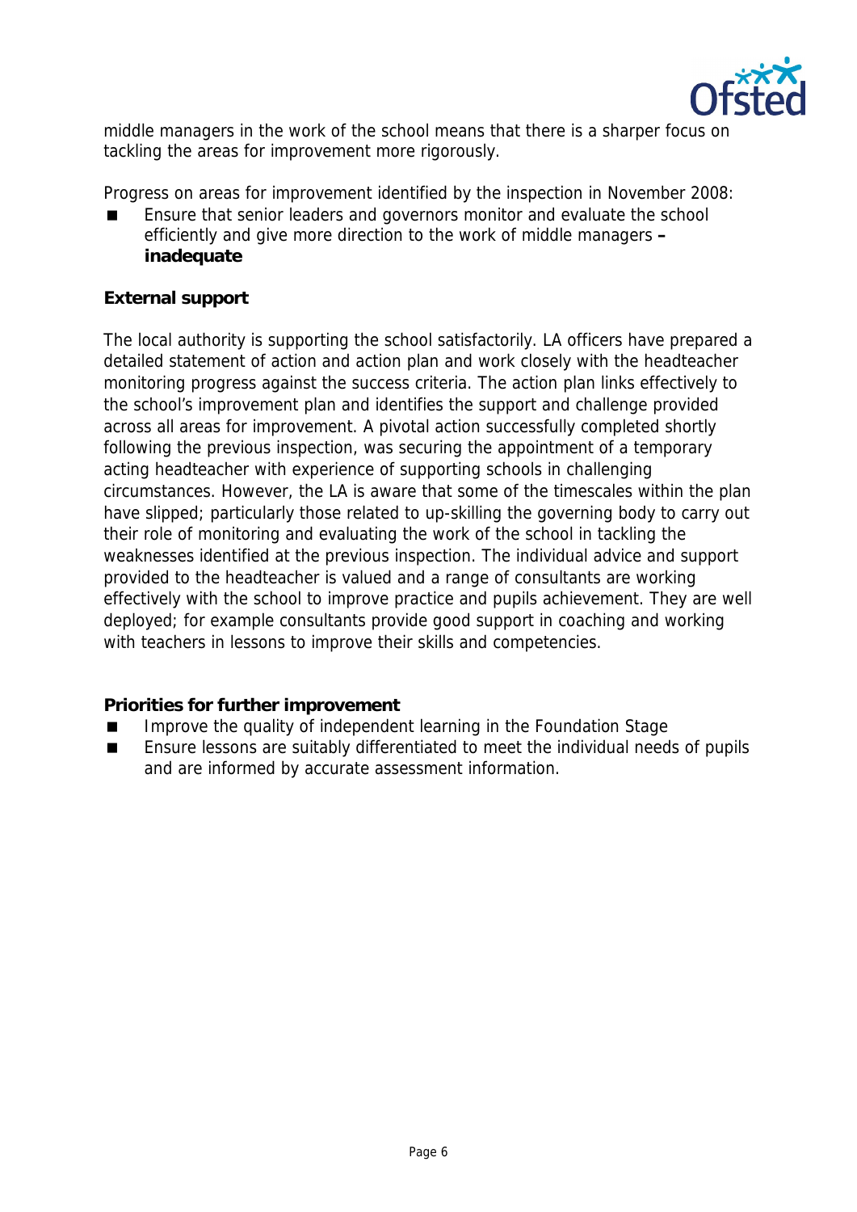middle managers in the work of the school means that there is a sharper focus on tackling the areas for improvement more rigorously.

Progress on areas for improvement identified by the inspection in November 2008:

- Ensure that senior leaders and governors monitor and evaluate the school efficiently and give more direction to the work of middle managers – **inadequate**

## External support

The local authority is supporting the school satisfactorily. LA officers have prepared a detailed statement of action and action plan and work closely with the headteacher monitoring progress against the success criteria. The action plan links effectively to the school's improvement plan and identifies the support and challenge provided across all areas for improvement. A pivotal action successfully completed shortly following the previous inspection, was securing the appointment of a temporary acting headteacher with experience of supporting schools in challenging circumstances. However, the LA is aware that some of the timescales within the plan have slipped; particularly those related to up-skilling the governing body to carry out their role of monitoring and evaluating the work of the school in tackling the weaknesses identified at the previous inspection. The individual advice and support provided to the headteacher is valued and a range of consultants are working effectively with the school to improve practice and pupils achievement. They are well deployed; for example consultants provide good support in coaching and working with teachers in lessons to improve their skills and competencies.

## Priorities for further improvement

- Improve the quality of independent learning in the Foundation Stage
- Ensure lessons are suitably differentiated to meet the individual needs of pupils and are informed by accurate assessment information.